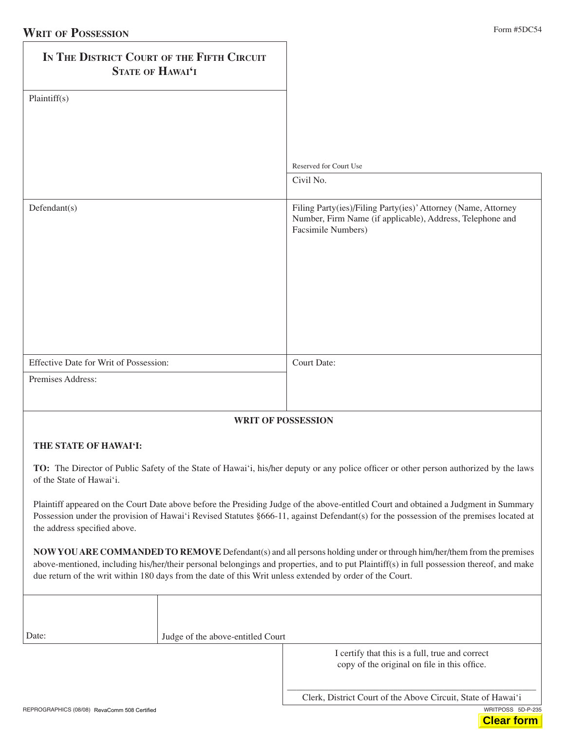# Writ of Possession

Form #5DC54

| In The District Court of the Fifth Circuit State of Hawai'i | Reserved for Court Use |
|---|---|
| Plaintiff(s) | Civil No. |
| Defendant(s) | Filing Party(ies)/Filing Party(ies)' Attorney (Name, Attorney Number, Firm Name (if applicable), Address, Telephone and Facsimile Numbers) |
| Effective Date for Writ of Possession: | Court Date: |
| Premises Address: | |

## WRIT OF POSSESSION

**THE STATE OF HAWAI'I:**

**TO:** The Director of Public Safety of the State of Hawai'i, his/her deputy or any police officer or other person authorized by the laws of the State of Hawai'i.

Plaintiff appeared on the Court Date above before the Presiding Judge of the above-entitled Court and obtained a Judgment in Summary Possession under the provision of Hawai'i Revised Statutes §666-11, against Defendant(s) for the possession of the premises located at the address specified above.

**NOW YOU ARE COMMANDED TO REMOVE** Defendant(s) and all persons holding under or through him/her/them from the premises above-mentioned, including his/her/their personal belongings and properties, and to put Plaintiff(s) in full possession thereof, and make due return of the writ within 180 days from the date of this Writ unless extended by order of the Court.

| Date: | Judge of the above-entitled Court |
|---|---|

I certify that this is a full, true and correct copy of the original on file in this office.

Clerk, District Court of the Above Circuit, State of Hawai'i

REPROGRAPHICS (08/08) RevaComm 508 Certified

WRITPOSS 5D-P-235

Clear form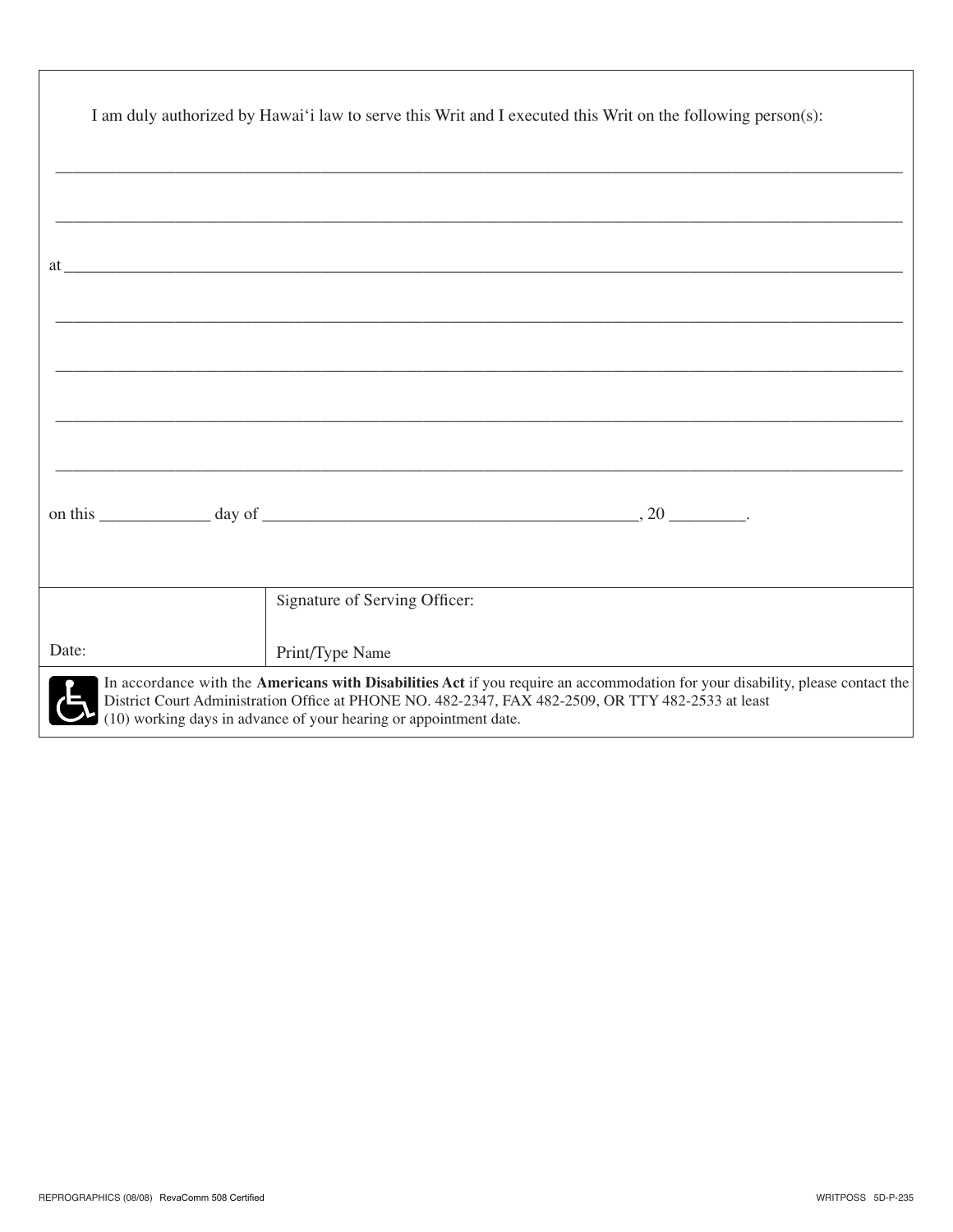I am duly authorized by Hawai‘i law to serve this Writ and I executed this Writ on the following person(s):

_______________________________________________________________________________________________

_______________________________________________________________________________________________

at _____________________________________________________________________________________________

_______________________________________________________________________________________________

_______________________________________________________________________________________________

_______________________________________________________________________________________________

_______________________________________________________________________________________________

on this ____________ day of __________________________________________, 20 ________.

| | |
|---|---|
| Date: | Signature of Serving Officer:<br><br>Print/Type Name |

In accordance with the **Americans with Disabilities Act** if you require an accommodation for your disability, please contact the District Court Administration Office at PHONE NO. 482-2347, FAX 482-2509, OR TTY 482-2533 at least (10) working days in advance of your hearing or appointment date.

REPROGRAPHICS (08/08) RevaComm 508 Certified

WRITPOSS 5D-P-235